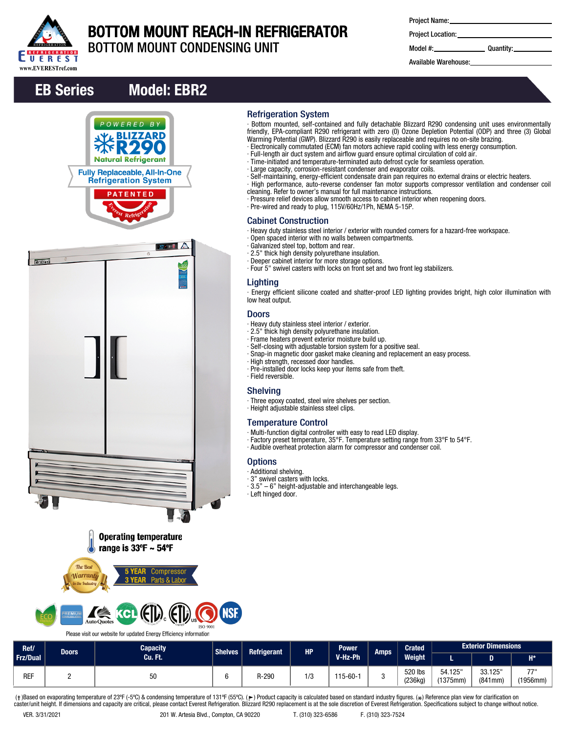# BOTTOM MOUNT REACH-IN REFRIGERATOR

## BOTTOM MOUNT CONDENSING UNIT

Project Name:

Project Location:

Model #: Quantity:

Available Warehouse:

## EB Series Model: EBR2

POWERED BY BLIZZARD R290 Natural Refrigerant

Fully Replaceable, All-In-One Refrigeration System

PATENTED

Operating temperature range is 33ºF ~ 54ºF

5 YEAR Compressor
3 YEAR Parts & Labor

Please visit our website for updated Energy Efficiency information

### Refrigeration System

- Bottom mounted, self-contained and fully detachable Blizzard R290 condensing unit uses environmentally friendly, EPA-compliant R290 refrigerant with zero (0) Ozone Depletion Potential (ODP) and three (3) Global Warming Potential (GWP). Blizzard R290 is easily replaceable and requires no on-site brazing.
- Electronically commutated (ECM) fan motors achieve rapid cooling with less energy consumption.
- Full-length air duct system and airflow guard ensure optimal circulation of cold air.
- Time-initiated and temperature-terminated auto defrost cycle for seamless operation.
- Large capacity, corrosion-resistant condenser and evaporator coils.
- Self-maintaining, energy-efficient condensate drain pan requires no external drains or electric heaters.
- High performance, auto-reverse condenser fan motor supports compressor ventilation and condenser coil cleaning. Refer to owner's manual for full maintenance instructions.
- Pressure relief devices allow smooth access to cabinet interior when reopening doors.
- Pre-wired and ready to plug, 115V/60Hz/1Ph, NEMA 5-15P.

### Cabinet Construction

- Heavy duty stainless steel interior / exterior with rounded corners for a hazard-free workspace.
- Open spaced interior with no walls between compartments.
- Galvanized steel top, bottom and rear.
- 2.5" thick high density polyurethane insulation.
- Deeper cabinet interior for more storage options.
- Four 5" swivel casters with locks on front set and two front leg stabilizers.

### Lighting

- Energy efficient silicone coated and shatter-proof LED lighting provides bright, high color illumination with low heat output.

### Doors

- Heavy duty stainless steel interior / exterior.
- 2.5" thick high density polyurethane insulation.
- Frame heaters prevent exterior moisture build up.
- Self-closing with adjustable torsion system for a positive seal.
- Snap-in magnetic door gasket make cleaning and replacement an easy process.
- High strength, recessed door handles.
- Pre-installed door locks keep your items safe from theft.
- Field reversible.

### Shelving

- Three epoxy coated, steel wire shelves per section.
- Height adjustable stainless steel clips.

### Temperature Control

- Multi-function digital controller with easy to read LED display.
- Factory preset temperature, 35°F. Temperature setting range from 33°F to 54°F.
- Audible overheat protection alarm for compressor and condenser coil.

### Options

- Additional shelving.
- 3" swivel casters with locks.
- 3.5" – 6" height-adjustable and interchangeable legs.
- Left hinged door.

| Ref/ Frz/Dual | Doors | Capacity Cu. Ft. | Shelves | Refrigerant | HP | Power V-Hz-Ph | Amps | Crated Weight | Exterior Dimensions | | |
|---|---|---|---|---|---|---|---|---|---|---|---|
| | | | | | | | | | L | D | H* |
| REF | 2 | 50 | 6 | R-290 | 1/3 | 115-60-1 | 3 | 520 lbs (236kg) | 54.125" (1375mm) | 33.125" (841mm) | 77" (1956mm) |

(†)Based on evaporating temperature of 23ºF (-5ºC) & condensing temperature of 131ºF (55ºC). (►) Product capacity is calculated based on standard industry figures. (*) Reference plan view for clarification on caster/unit height. If dimensions and capacity are critical, please contact Everest Refrigeration. Blizzard R290 replacement is at the sole discretion of Everest Refrigeration. Specifications subject to change without notice.

VER. 3/31/2021 201 W. Artesia Blvd., Compton, CA 90220 T. (310) 323-6586 F. (310) 323-7524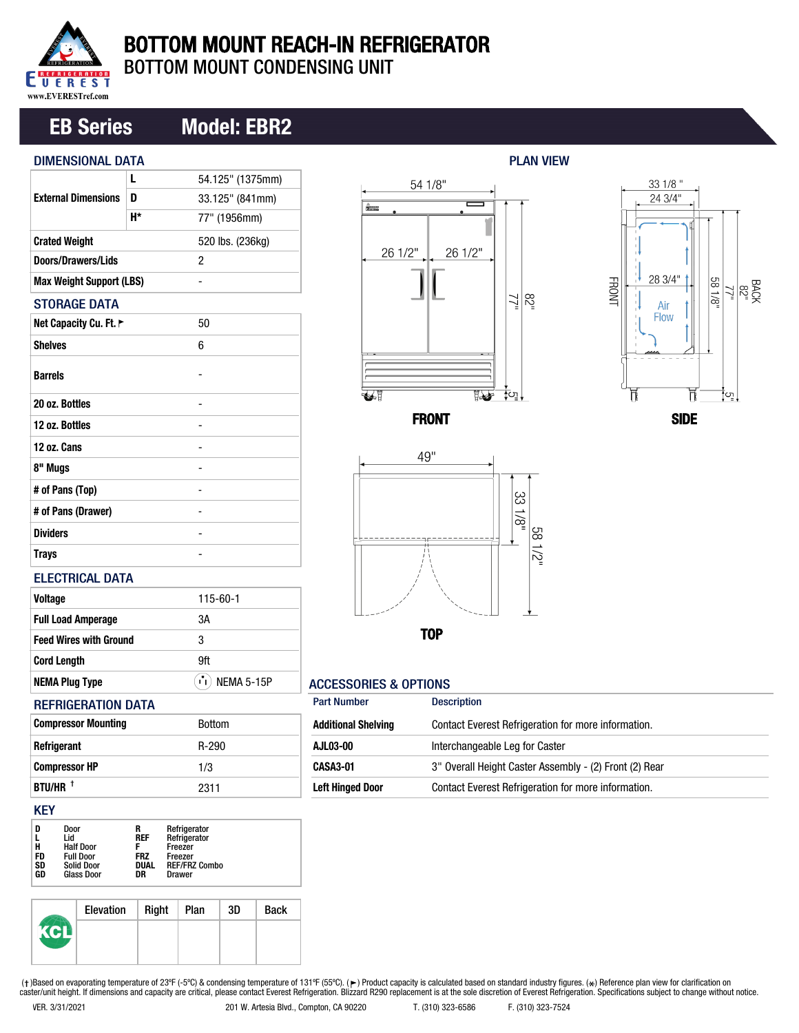# BOTTOM MOUNT REACH-IN REFRIGERATOR

## BOTTOM MOUNT CONDENSING UNIT

www.EVERESTref.com

## EB Series Model: EBR2

### DIMENSIONAL DATA

| | | |
|---|---|---|
| External Dimensions | L | 54.125" (1375mm) |
| | D | 33.125" (841mm) |
| | H* | 77" (1956mm) |
| Crated Weight | | 520 lbs. (236kg) |
| Doors/Drawers/Lids | | 2 |
| Max Weight Support (LBS) | | - |

### STORAGE DATA

| | |
|---|---|
| Net Capacity Cu. Ft. ► | 50 |
| Shelves | 6 |
| Barrels | - |
| 20 oz. Bottles | - |
| 12 oz. Bottles | - |
| 12 oz. Cans | - |
| 8" Mugs | - |
| # of Pans (Top) | - |
| # of Pans (Drawer) | - |
| Dividers | - |
| Trays | - |

### ELECTRICAL DATA

| | |
|---|---|
| Voltage | 115-60-1 |
| Full Load Amperage | 3A |
| Feed Wires with Ground | 3 |
| Cord Length | 9ft |
| NEMA Plug Type | NEMA 5-15P |

### REFRIGERATION DATA

| | |
|---|---|
| Compressor Mounting | Bottom |
| Refrigerant | R-290 |
| Compressor HP | 1/3 |
| BTU/HR † | 2311 |

### KEY

| | | | |
|---|---|---|---|
| D | Door | R | Refrigerator |
| L | Lid | REF | Refrigerator |
| H | Half Door | F | Freezer |
| FD | Full Door | FRZ | Freezer |
| SD | Solid Door | DUAL | REF/FRZ Combo |
| GD | Glass Door | DR | Drawer |

| KCL | Elevation | Right | Plan | 3D | Back |
|---|---|---|---|---|---|
| | | | | | |

### PLAN VIEW

54 1/8"
26 1/2"
26 1/2"
77"
82"
5"
FRONT

33 1/8 "
24 3/4"
28 3/4"
Air Flow
58 1/8"
77"
82"
5"
FRONT
BACK
SIDE

49"
33 1/8"
58 1/2"
TOP

### ACCESSORIES & OPTIONS

| Part Number | Description |
|---|---|
| Additional Shelving | Contact Everest Refrigeration for more information. |
| AJL03-00 | Interchangeable Leg for Caster |
| CASA3-01 | 3" Overall Height Caster Assembly - (2) Front (2) Rear |
| Left Hinged Door | Contact Everest Refrigeration for more information. |

(†)Based on evaporating temperature of 23℉ (-5℃) & condensing temperature of 131℉ (55℃). (►) Product capacity is calculated based on standard industry figures. (*) Reference plan view for clarification on caster/unit height. If dimensions and capacity are critical, please contact Everest Refrigeration. Blizzard R290 replacement is at the sole discretion of Everest Refrigeration. Specifications subject to change without notice.

VER. 3/31/2021 201 W. Artesia Blvd., Compton, CA 90220 T. (310) 323-6586 F. (310) 323-7524